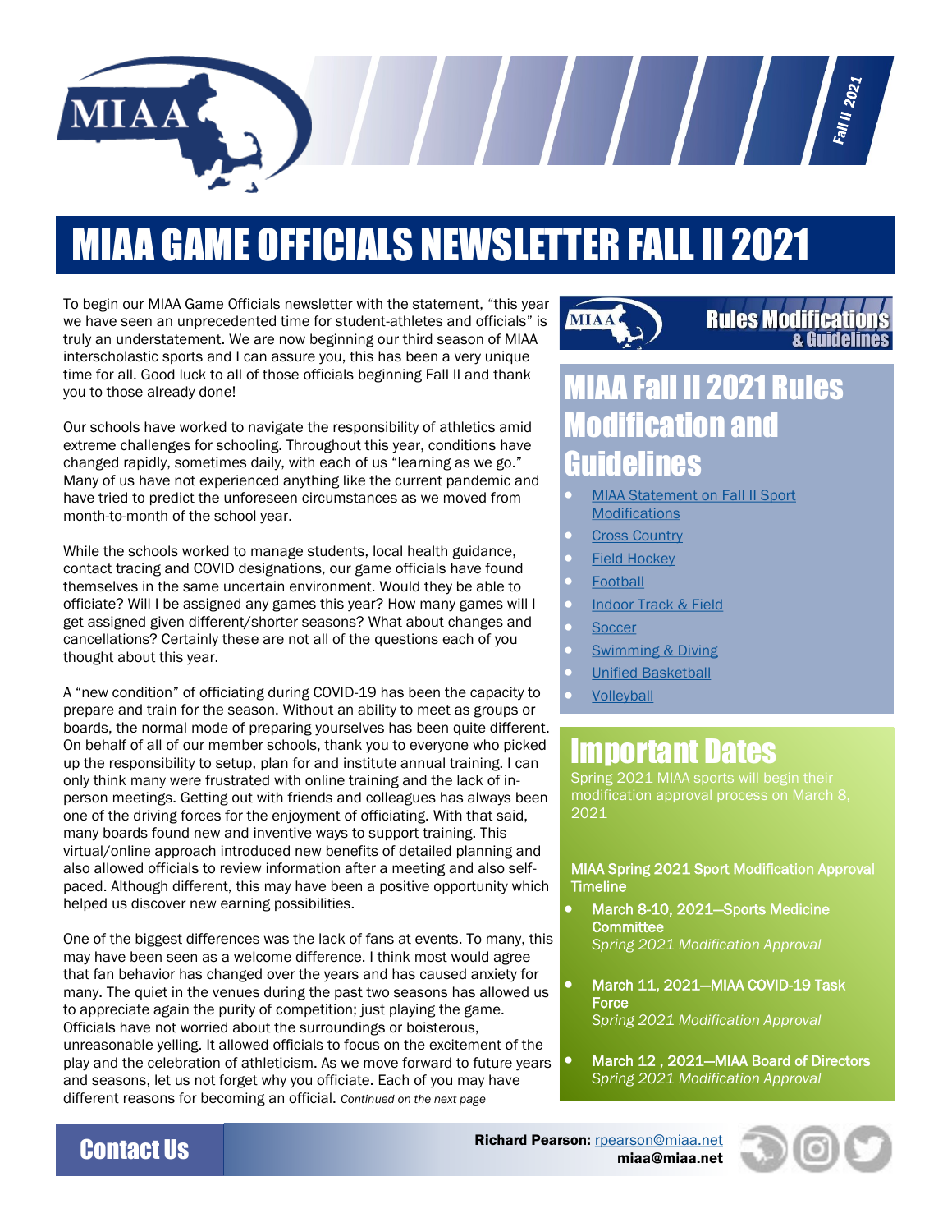# MIAA GAME OFFICIALS NEWSLETTER FALL II 2021

To begin our MIAA Game Officials newsletter with the statement, "this year we have seen an unprecedented time for student-athletes and officials" is truly an understatement. We are now beginning our third season of MIAA interscholastic sports and I can assure you, this has been a very unique time for all. Good luck to all of those officials beginning Fall II and thank you to those already done!

Our schools have worked to navigate the responsibility of athletics amid extreme challenges for schooling. Throughout this year, conditions have changed rapidly, sometimes daily, with each of us "learning as we go." Many of us have not experienced anything like the current pandemic and have tried to predict the unforeseen circumstances as we moved from month-to-month of the school year.

While the schools worked to manage students, local health guidance, contact tracing and COVID designations, our game officials have found themselves in the same uncertain environment. Would they be able to officiate? Will I be assigned any games this year? How many games will I get assigned given different/shorter seasons? What about changes and cancellations? Certainly these are not all of the questions each of you thought about this year.

A "new condition" of officiating during COVID-19 has been the capacity to prepare and train for the season. Without an ability to meet as groups or boards, the normal mode of preparing yourselves has been quite different. On behalf of all of our member schools, thank you to everyone who picked up the responsibility to setup, plan for and institute annual training. I can only think many were frustrated with online training and the lack of in-person meetings. Getting out with friends and colleagues has always been one of the driving forces for the enjoyment of officiating. With that said, many boards found new and inventive ways to support training. This virtual/online approach introduced new benefits of detailed planning and also allowed officials to review information after a meeting and also self-paced. Although different, this may have been a positive opportunity which helped us discover new earning possibilities.

One of the biggest differences was the lack of fans at events. To many, this may have been seen as a welcome difference. I think most would agree that fan behavior has changed over the years and has caused anxiety for many. The quiet in the venues during the past two seasons has allowed us to appreciate again the purity of competition; just playing the game. Officials have not worried about the surroundings or boisterous, unreasonable yelling. It allowed officials to focus on the excitement of the play and the celebration of athleticism. As we move forward to future years and seasons, let us not forget why you officiate. Each of you may have different reasons for becoming an official. *Continued on the next page*

**Rules Modifications & Guidelines**

## MIAA Fall II 2021 Rules Modification and Guidelines

- MIAA Statement on Fall II Sport Modifications
- Cross Country
- Field Hockey
- Football
- Indoor Track & Field
- Soccer
- Swimming & Diving
- Unified Basketball
- Volleyball

## Important Dates

Spring 2021 MIAA sports will begin their modification approval process on March 8, 2021

**MIAA Spring 2021 Sport Modification Approval Timeline**

- **March 8-10, 2021—Sports Medicine Committee**
  *Spring 2021 Modification Approval*
- **March 11, 2021—MIAA COVID-19 Task Force**
  *Spring 2021 Modification Approval*
- **March 12 , 2021—MIAA Board of Directors**
  *Spring 2021 Modification Approval*

## Contact Us

**Richard Pearson:** rpearson@miaa.net
**miaa@miaa.net**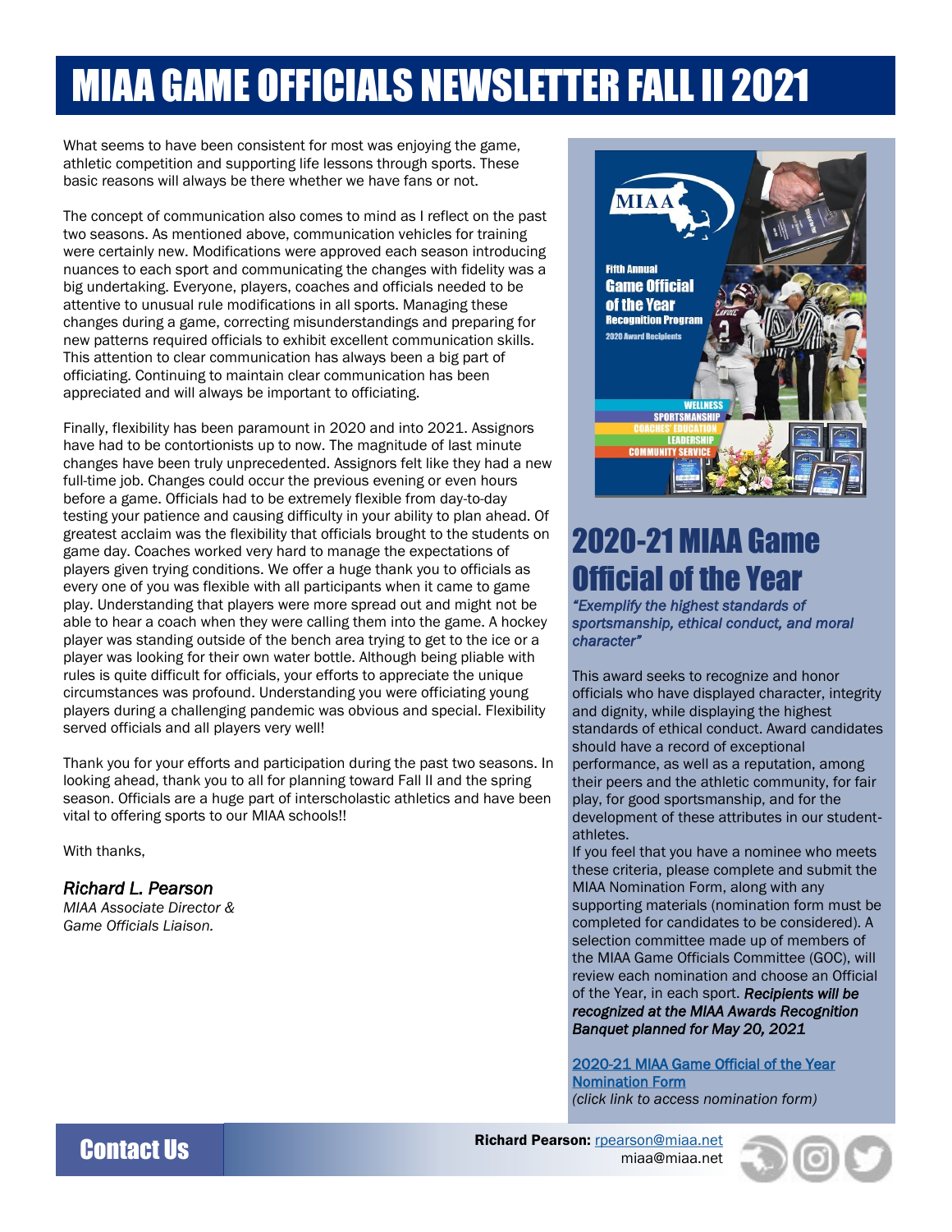# MIAA GAME OFFICIALS NEWSLETTER FALL II 2021

What seems to have been consistent for most was enjoying the game, athletic competition and supporting life lessons through sports. These basic reasons will always be there whether we have fans or not.

The concept of communication also comes to mind as I reflect on the past two seasons. As mentioned above, communication vehicles for training were certainly new. Modifications were approved each season introducing nuances to each sport and communicating the changes with fidelity was a big undertaking. Everyone, players, coaches and officials needed to be attentive to unusual rule modifications in all sports. Managing these changes during a game, correcting misunderstandings and preparing for new patterns required officials to exhibit excellent communication skills. This attention to clear communication has always been a big part of officiating. Continuing to maintain clear communication has been appreciated and will always be important to officiating.

Finally, flexibility has been paramount in 2020 and into 2021. Assignors have had to be contortionists up to now. The magnitude of last minute changes have been truly unprecedented. Assignors felt like they had a new full-time job. Changes could occur the previous evening or even hours before a game. Officials had to be extremely flexible from day-to-day testing your patience and causing difficulty in your ability to plan ahead. Of greatest acclaim was the flexibility that officials brought to the students on game day. Coaches worked very hard to manage the expectations of players given trying conditions. We offer a huge thank you to officials as every one of you was flexible with all participants when it came to game play. Understanding that players were more spread out and might not be able to hear a coach when they were calling them into the game. A hockey player was standing outside of the bench area trying to get to the ice or a player was looking for their own water bottle. Although being pliable with rules is quite difficult for officials, your efforts to appreciate the unique circumstances was profound. Understanding you were officiating young players during a challenging pandemic was obvious and special. Flexibility served officials and all players very well!

Thank you for your efforts and participation during the past two seasons. In looking ahead, thank you to all for planning toward Fall II and the spring season. Officials are a huge part of interscholastic athletics and have been vital to offering sports to our MIAA schools!!

With thanks,

*Richard L. Pearson*
*MIAA Associate Director &*
*Game Officials Liaison.*

MIAA
Fifth Annual
Game Official of the Year
Recognition Program
2020 Award Recipients
WELLNESS
SPORTSMANSHIP
COACHES' EDUCATION
LEADERSHIP
COMMUNITY SERVICE

## 2020-21 MIAA Game Official of the Year

***"Exemplify the highest standards of sportsmanship, ethical conduct, and moral character"***

This award seeks to recognize and honor officials who have displayed character, integrity and dignity, while displaying the highest standards of ethical conduct. Award candidates should have a record of exceptional performance, as well as a reputation, among their peers and the athletic community, for fair play, for good sportsmanship, and for the development of these attributes in our student-athletes.
If you feel that you have a nominee who meets these criteria, please complete and submit the MIAA Nomination Form, along with any supporting materials (nomination form must be completed for candidates to be considered). A selection committee made up of members of the MIAA Game Officials Committee (GOC), will review each nomination and choose an Official of the Year, in each sport. ***Recipients will be recognized at the MIAA Awards Recognition Banquet planned for May 20, 2021***

2020-21 MIAA Game Official of the Year Nomination Form
*(click link to access nomination form)*

**Contact Us**

**Richard Pearson:** rpearson@miaa.net
miaa@miaa.net